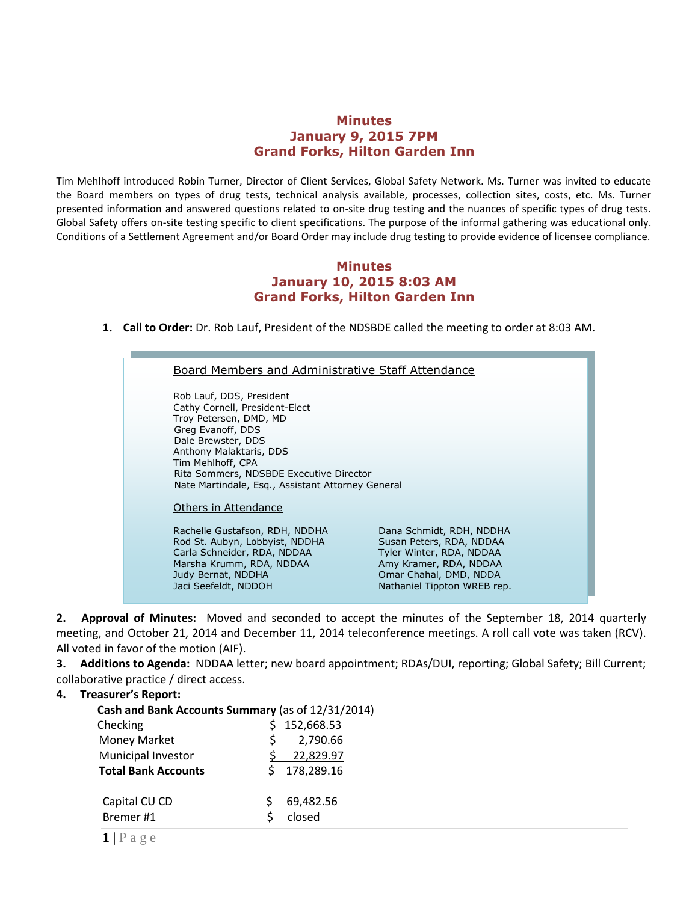## Minutes
## January 9, 2015 7PM
## Grand Forks, Hilton Garden Inn

Tim Mehlhoff introduced Robin Turner, Director of Client Services, Global Safety Network. Ms. Turner was invited to educate the Board members on types of drug tests, technical analysis available, processes, collection sites, costs, etc. Ms. Turner presented information and answered questions related to on-site drug testing and the nuances of specific types of drug tests. Global Safety offers on-site testing specific to client specifications. The purpose of the informal gathering was educational only. Conditions of a Settlement Agreement and/or Board Order may include drug testing to provide evidence of licensee compliance.

## Minutes
## January 10, 2015 8:03 AM
## Grand Forks, Hilton Garden Inn

1. **Call to Order:** Dr. Rob Lauf, President of the NDSBDE called the meeting to order at 8:03 AM.

Board Members and Administrative Staff Attendance

Rob Lauf, DDS, President
Cathy Cornell, President-Elect
Troy Petersen, DMD, MD
Greg Evanoff, DDS
Dale Brewster, DDS
Anthony Malaktaris, DDS
Tim Mehlhoff, CPA
Rita Sommers, NDSBDE Executive Director
Nate Martindale, Esq., Assistant Attorney General

Others in Attendance

Rachelle Gustafson, RDH, NDDHA
Rod St. Aubyn, Lobbyist, NDDHA
Carla Schneider, RDA, NDDAA
Marsha Krumm, RDA, NDDAA
Judy Bernat, NDDHA
Jaci Seefeldt, NDDOH
Dana Schmidt, RDH, NDDHA
Susan Peters, RDA, NDDAA
Tyler Winter, RDA, NDDAA
Amy Kramer, RDA, NDDAA
Omar Chahal, DMD, NDDA
Nathaniel Tippton WREB rep.

2. **Approval of Minutes:** Moved and seconded to accept the minutes of the September 18, 2014 quarterly meeting, and October 21, 2014 and December 11, 2014 teleconference meetings. A roll call vote was taken (RCV). All voted in favor of the motion (AIF).

3. **Additions to Agenda:** NDDAA letter; new board appointment; RDAs/DUI, reporting; Global Safety; Bill Current; collaborative practice / direct access.

4. **Treasurer's Report:**

**Cash and Bank Accounts Summary** (as of 12/31/2014)

| | |
|---|---|
| Checking | $ 152,668.53 |
| Money Market | $ 2,790.66 |
| Municipal Investor | $ 22,829.97 |
| **Total Bank Accounts** | $ 178,289.16 |
| | |
| Capital CU CD | $ 69,482.56 |
| Bremer #1 | $ closed |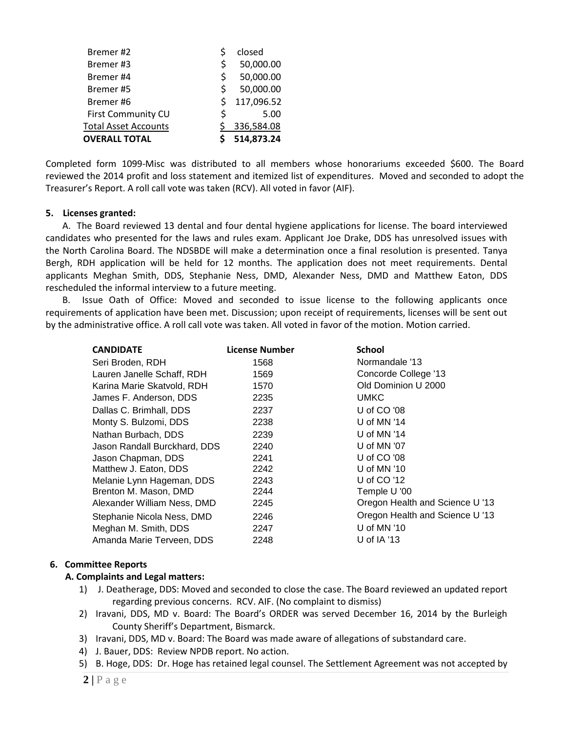| | |
|---|---|
| Bremer #2 | $ closed |
| Bremer #3 | $ 50,000.00 |
| Bremer #4 | $ 50,000.00 |
| Bremer #5 | $ 50,000.00 |
| Bremer #6 | $ 117,096.52 |
| First Community CU | $ 5.00 |
| Total Asset Accounts | $ 336,584.08 |
| **OVERALL TOTAL** | **$ 514,873.24** |

Completed form 1099-Misc was distributed to all members whose honorariums exceeded $600. The Board reviewed the 2014 profit and loss statement and itemized list of expenditures. Moved and seconded to adopt the Treasurer's Report. A roll call vote was taken (RCV). All voted in favor (AIF).

**5. Licenses granted:**

A. The Board reviewed 13 dental and four dental hygiene applications for license. The board interviewed candidates who presented for the laws and rules exam. Applicant Joe Drake, DDS has unresolved issues with the North Carolina Board. The NDSBDE will make a determination once a final resolution is presented. Tanya Bergh, RDH application will be held for 12 months. The application does not meet requirements. Dental applicants Meghan Smith, DDS, Stephanie Ness, DMD, Alexander Ness, DMD and Matthew Eaton, DDS rescheduled the informal interview to a future meeting.

B. Issue Oath of Office: Moved and seconded to issue license to the following applicants once requirements of application have been met. Discussion; upon receipt of requirements, licenses will be sent out by the administrative office. A roll call vote was taken. All voted in favor of the motion. Motion carried.

| CANDIDATE | License Number | School |
|---|---|---|
| Seri Broden, RDH | 1568 | Normandale '13 |
| Lauren Janelle Schaff, RDH | 1569 | Concorde College '13 |
| Karina Marie Skatvold, RDH | 1570 | Old Dominion U 2000 |
| James F. Anderson, DDS | 2235 | UMKC |
| Dallas C. Brimhall, DDS | 2237 | U of CO '08 |
| Monty S. Bulzomi, DDS | 2238 | U of MN '14 |
| Nathan Burbach, DDS | 2239 | U of MN '14 |
| Jason Randall Burckhard, DDS | 2240 | U of MN '07 |
| Jason Chapman, DDS | 2241 | U of CO '08 |
| Matthew J. Eaton, DDS | 2242 | U of MN '10 |
| Melanie Lynn Hageman, DDS | 2243 | U of CO '12 |
| Brenton M. Mason, DMD | 2244 | Temple U '00 |
| Alexander William Ness, DMD | 2245 | Oregon Health and Science U '13 |
| Stephanie Nicola Ness, DMD | 2246 | Oregon Health and Science U '13 |
| Meghan M. Smith, DDS | 2247 | U of MN '10 |
| Amanda Marie Terveen, DDS | 2248 | U of IA '13 |

**6. Committee Reports**

**A. Complaints and Legal matters:**

1) J. Deatherage, DDS: Moved and seconded to close the case. The Board reviewed an updated report regarding previous concerns. RCV. AIF. (No complaint to dismiss)
2) Iravani, DDS, MD v. Board: The Board's ORDER was served December 16, 2014 by the Burleigh County Sheriff's Department, Bismarck.
3) Iravani, DDS, MD v. Board: The Board was made aware of allegations of substandard care.
4) J. Bauer, DDS: Review NPDB report. No action.
5) B. Hoge, DDS: Dr. Hoge has retained legal counsel. The Settlement Agreement was not accepted by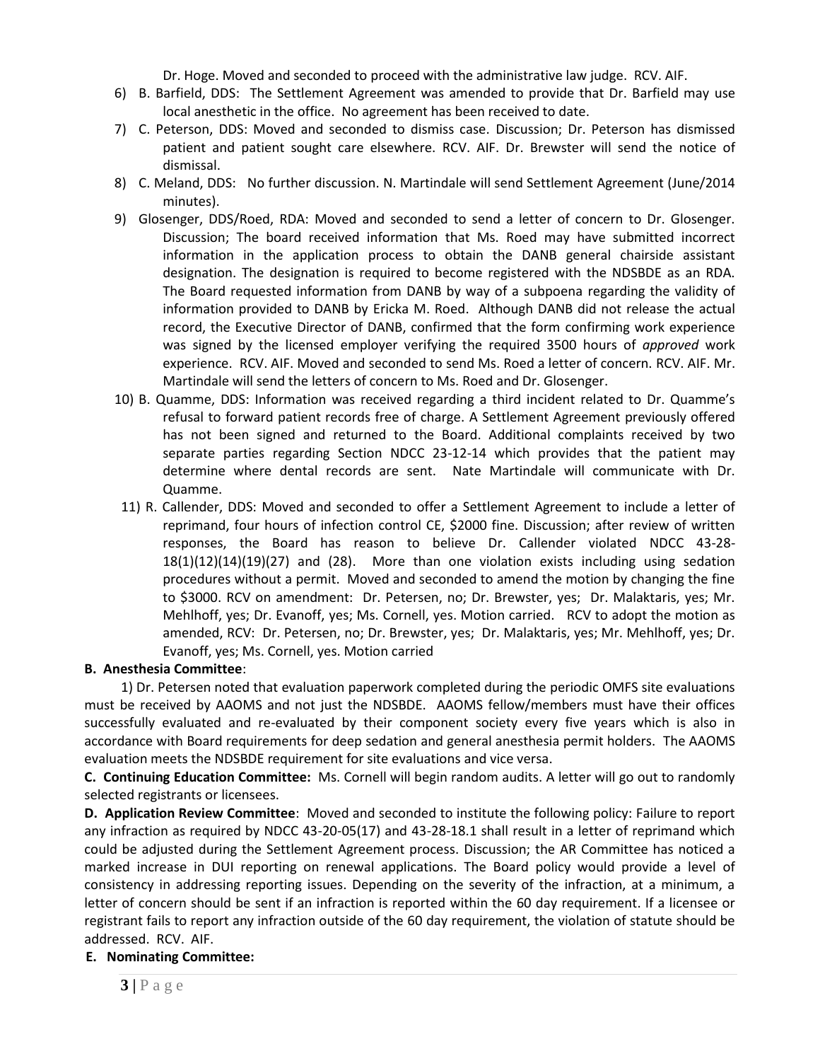Dr. Hoge. Moved and seconded to proceed with the administrative law judge. RCV. AIF.

6) B. Barfield, DDS: The Settlement Agreement was amended to provide that Dr. Barfield may use local anesthetic in the office. No agreement has been received to date.
7) C. Peterson, DDS: Moved and seconded to dismiss case. Discussion; Dr. Peterson has dismissed patient and patient sought care elsewhere. RCV. AIF. Dr. Brewster will send the notice of dismissal.
8) C. Meland, DDS: No further discussion. N. Martindale will send Settlement Agreement (June/2014 minutes).
9) Glosenger, DDS/Roed, RDA: Moved and seconded to send a letter of concern to Dr. Glosenger. Discussion; The board received information that Ms. Roed may have submitted incorrect information in the application process to obtain the DANB general chairside assistant designation. The designation is required to become registered with the NDSBDE as an RDA. The Board requested information from DANB by way of a subpoena regarding the validity of information provided to DANB by Ericka M. Roed. Although DANB did not release the actual record, the Executive Director of DANB, confirmed that the form confirming work experience was signed by the licensed employer verifying the required 3500 hours of *approved* work experience. RCV. AIF. Moved and seconded to send Ms. Roed a letter of concern. RCV. AIF. Mr. Martindale will send the letters of concern to Ms. Roed and Dr. Glosenger.
10) B. Quamme, DDS: Information was received regarding a third incident related to Dr. Quamme's refusal to forward patient records free of charge. A Settlement Agreement previously offered has not been signed and returned to the Board. Additional complaints received by two separate parties regarding Section NDCC 23-12-14 which provides that the patient may determine where dental records are sent. Nate Martindale will communicate with Dr. Quamme.
11) R. Callender, DDS: Moved and seconded to offer a Settlement Agreement to include a letter of reprimand, four hours of infection control CE, $2000 fine. Discussion; after review of written responses, the Board has reason to believe Dr. Callender violated NDCC 43-28-18(1)(12)(14)(19)(27) and (28). More than one violation exists including using sedation procedures without a permit. Moved and seconded to amend the motion by changing the fine to $3000. RCV on amendment: Dr. Petersen, no; Dr. Brewster, yes; Dr. Malaktaris, yes; Mr. Mehlhoff, yes; Dr. Evanoff, yes; Ms. Cornell, yes. Motion carried. RCV to adopt the motion as amended, RCV: Dr. Petersen, no; Dr. Brewster, yes; Dr. Malaktaris, yes; Mr. Mehlhoff, yes; Dr. Evanoff, yes; Ms. Cornell, yes. Motion carried

**B. Anesthesia Committee**:

1) Dr. Petersen noted that evaluation paperwork completed during the periodic OMFS site evaluations must be received by AAOMS and not just the NDSBDE. AAOMS fellow/members must have their offices successfully evaluated and re-evaluated by their component society every five years which is also in accordance with Board requirements for deep sedation and general anesthesia permit holders. The AAOMS evaluation meets the NDSBDE requirement for site evaluations and vice versa.

**C. Continuing Education Committee:** Ms. Cornell will begin random audits. A letter will go out to randomly selected registrants or licensees.

**D. Application Review Committee**: Moved and seconded to institute the following policy: Failure to report any infraction as required by NDCC 43-20-05(17) and 43-28-18.1 shall result in a letter of reprimand which could be adjusted during the Settlement Agreement process. Discussion; the AR Committee has noticed a marked increase in DUI reporting on renewal applications. The Board policy would provide a level of consistency in addressing reporting issues. Depending on the severity of the infraction, at a minimum, a letter of concern should be sent if an infraction is reported within the 60 day requirement. If a licensee or registrant fails to report any infraction outside of the 60 day requirement, the violation of statute should be addressed. RCV. AIF.

**E. Nominating Committee:**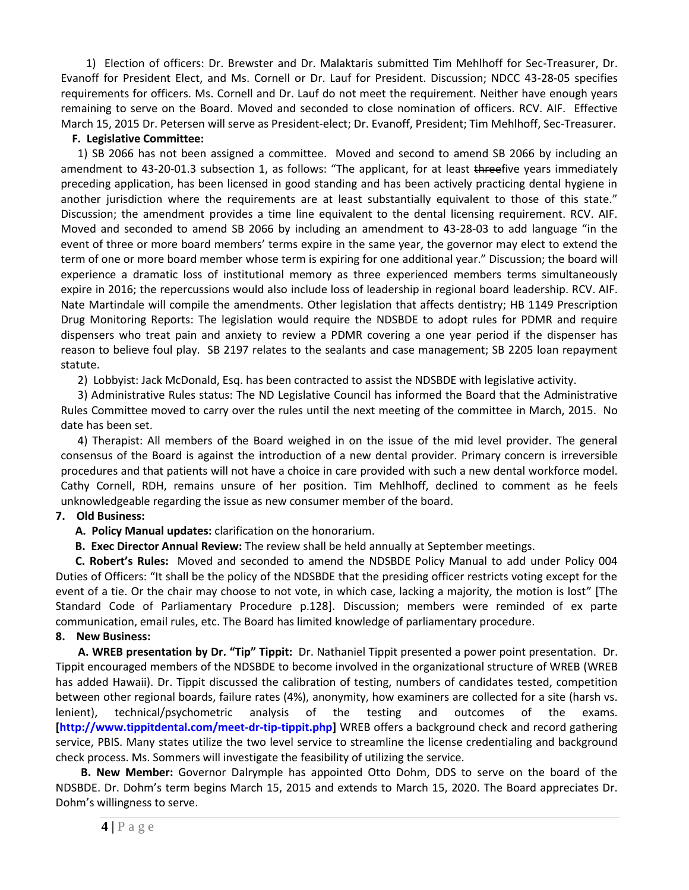1) Election of officers: Dr. Brewster and Dr. Malaktaris submitted Tim Mehlhoff for Sec-Treasurer, Dr. Evanoff for President Elect, and Ms. Cornell or Dr. Lauf for President. Discussion; NDCC 43-28-05 specifies requirements for officers. Ms. Cornell and Dr. Lauf do not meet the requirement. Neither have enough years remaining to serve on the Board. Moved and seconded to close nomination of officers. RCV. AIF. Effective March 15, 2015 Dr. Petersen will serve as President-elect; Dr. Evanoff, President; Tim Mehlhoff, Sec-Treasurer.

**F. Legislative Committee:**

1) SB 2066 has not been assigned a committee. Moved and second to amend SB 2066 by including an amendment to 43-20-01.3 subsection 1, as follows: "The applicant, for at least ~~three~~five years immediately preceding application, has been licensed in good standing and has been actively practicing dental hygiene in another jurisdiction where the requirements are at least substantially equivalent to those of this state." Discussion; the amendment provides a time line equivalent to the dental licensing requirement. RCV. AIF. Moved and seconded to amend SB 2066 by including an amendment to 43-28-03 to add language "in the event of three or more board members' terms expire in the same year, the governor may elect to extend the term of one or more board member whose term is expiring for one additional year." Discussion; the board will experience a dramatic loss of institutional memory as three experienced members terms simultaneously expire in 2016; the repercussions would also include loss of leadership in regional board leadership. RCV. AIF. Nate Martindale will compile the amendments. Other legislation that affects dentistry; HB 1149 Prescription Drug Monitoring Reports: The legislation would require the NDSBDE to adopt rules for PDMR and require dispensers who treat pain and anxiety to review a PDMR covering a one year period if the dispenser has reason to believe foul play. SB 2197 relates to the sealants and case management; SB 2205 loan repayment statute.

2) Lobbyist: Jack McDonald, Esq. has been contracted to assist the NDSBDE with legislative activity.

3) Administrative Rules status: The ND Legislative Council has informed the Board that the Administrative Rules Committee moved to carry over the rules until the next meeting of the committee in March, 2015. No date has been set.

4) Therapist: All members of the Board weighed in on the issue of the mid level provider. The general consensus of the Board is against the introduction of a new dental provider. Primary concern is irreversible procedures and that patients will not have a choice in care provided with such a new dental workforce model. Cathy Cornell, RDH, remains unsure of her position. Tim Mehlhoff, declined to comment as he feels unknowledgeable regarding the issue as new consumer member of the board.

**7. Old Business:**

**A. Policy Manual updates:** clarification on the honorarium.

**B. Exec Director Annual Review:** The review shall be held annually at September meetings.

**C. Robert's Rules:** Moved and seconded to amend the NDSBDE Policy Manual to add under Policy 004 Duties of Officers: "It shall be the policy of the NDSBDE that the presiding officer restricts voting except for the event of a tie. Or the chair may choose to not vote, in which case, lacking a majority, the motion is lost" [The Standard Code of Parliamentary Procedure p.128]. Discussion; members were reminded of ex parte communication, email rules, etc. The Board has limited knowledge of parliamentary procedure.

**8. New Business:**

**A. WREB presentation by Dr. "Tip" Tippit:** Dr. Nathaniel Tippit presented a power point presentation. Dr. Tippit encouraged members of the NDSBDE to become involved in the organizational structure of WREB (WREB has added Hawaii). Dr. Tippit discussed the calibration of testing, numbers of candidates tested, competition between other regional boards, failure rates (4%), anonymity, how examiners are collected for a site (harsh vs. lenient), technical/psychometric analysis of the testing and outcomes of the exams. **[http://www.tippitdental.com/meet-dr-tip-tippit.php]** WREB offers a background check and record gathering service, PBIS. Many states utilize the two level service to streamline the license credentialing and background check process. Ms. Sommers will investigate the feasibility of utilizing the service.

**B. New Member:** Governor Dalrymple has appointed Otto Dohm, DDS to serve on the board of the NDSBDE. Dr. Dohm's term begins March 15, 2015 and extends to March 15, 2020. The Board appreciates Dr. Dohm's willingness to serve.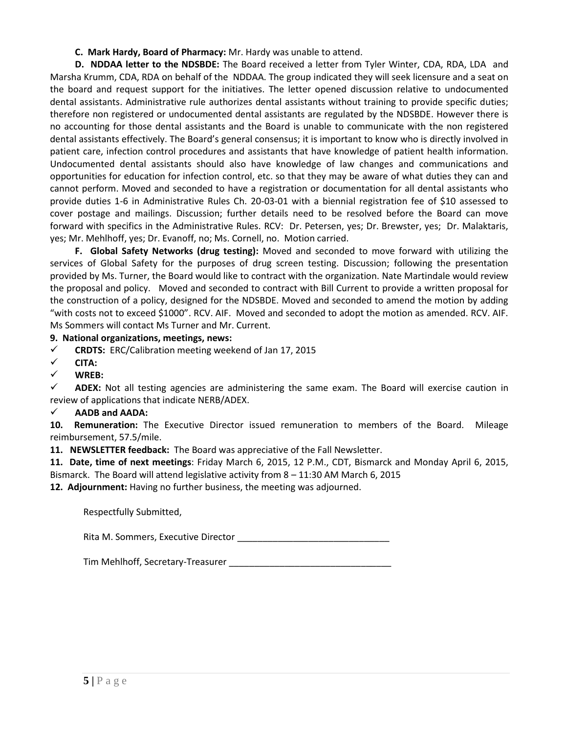**C. Mark Hardy, Board of Pharmacy:** Mr. Hardy was unable to attend.

**D. NDDAA letter to the NDSBDE:** The Board received a letter from Tyler Winter, CDA, RDA, LDA and Marsha Krumm, CDA, RDA on behalf of the NDDAA. The group indicated they will seek licensure and a seat on the board and request support for the initiatives. The letter opened discussion relative to undocumented dental assistants. Administrative rule authorizes dental assistants without training to provide specific duties; therefore non registered or undocumented dental assistants are regulated by the NDSBDE. However there is no accounting for those dental assistants and the Board is unable to communicate with the non registered dental assistants effectively. The Board's general consensus; it is important to know who is directly involved in patient care, infection control procedures and assistants that have knowledge of patient health information. Undocumented dental assistants should also have knowledge of law changes and communications and opportunities for education for infection control, etc. so that they may be aware of what duties they can and cannot perform. Moved and seconded to have a registration or documentation for all dental assistants who provide duties 1-6 in Administrative Rules Ch. 20-03-01 with a biennial registration fee of $10 assessed to cover postage and mailings. Discussion; further details need to be resolved before the Board can move forward with specifics in the Administrative Rules. RCV: Dr. Petersen, yes; Dr. Brewster, yes; Dr. Malaktaris, yes; Mr. Mehlhoff, yes; Dr. Evanoff, no; Ms. Cornell, no. Motion carried.

**F. Global Safety Networks (drug testing):** Moved and seconded to move forward with utilizing the services of Global Safety for the purposes of drug screen testing. Discussion; following the presentation provided by Ms. Turner, the Board would like to contract with the organization. Nate Martindale would review the proposal and policy. Moved and seconded to contract with Bill Current to provide a written proposal for the construction of a policy, designed for the NDSBDE. Moved and seconded to amend the motion by adding "with costs not to exceed $1000". RCV. AIF. Moved and seconded to adopt the motion as amended. RCV. AIF. Ms Sommers will contact Ms Turner and Mr. Current.

**9. National organizations, meetings, news:**

- ✓ **CRDTS:** ERC/Calibration meeting weekend of Jan 17, 2015
- ✓ **CITA:**
- ✓ **WREB:**
- ✓ **ADEX:** Not all testing agencies are administering the same exam. The Board will exercise caution in review of applications that indicate NERB/ADEX.
- ✓ **AADB and AADA:**

**10. Remuneration:** The Executive Director issued remuneration to members of the Board. Mileage reimbursement, 57.5/mile.

**11. NEWSLETTER feedback:** The Board was appreciative of the Fall Newsletter.

**11. Date, time of next meetings**: Friday March 6, 2015, 12 P.M., CDT, Bismarck and Monday April 6, 2015, Bismarck. The Board will attend legislative activity from 8 – 11:30 AM March 6, 2015

**12. Adjournment:** Having no further business, the meeting was adjourned.

Respectfully Submitted,

Rita M. Sommers, Executive Director ______________________________

Tim Mehlhoff, Secretary-Treasurer ________________________________